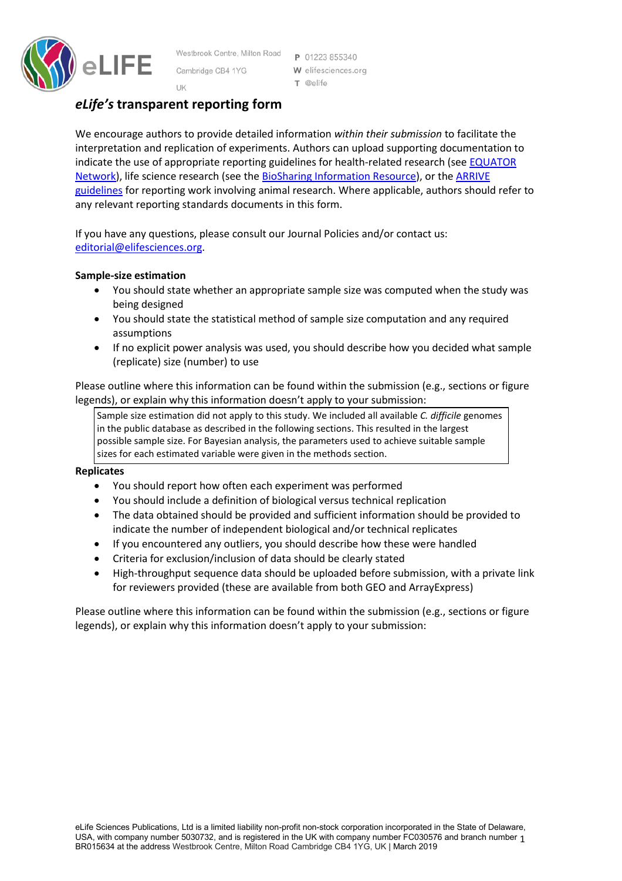## *eLife's* transparent reporting form

We encourage authors to provide detailed information *within their submission* to facilitate the interpretation and replication of experiments. Authors can upload supporting documentation to indicate the use of appropriate reporting guidelines for health-related research (see EQUATOR Network), life science research (see the BioSharing Information Resource), or the ARRIVE guidelines for reporting work involving animal research. Where applicable, authors should refer to any relevant reporting standards documents in this form.

If you have any questions, please consult our Journal Policies and/or contact us: editorial@elifesciences.org.

**Sample-size estimation**

- You should state whether an appropriate sample size was computed when the study was being designed
- You should state the statistical method of sample size computation and any required assumptions
- If no explicit power analysis was used, you should describe how you decided what sample (replicate) size (number) to use

Please outline where this information can be found within the submission (e.g., sections or figure legends), or explain why this information doesn't apply to your submission:

> Sample size estimation did not apply to this study. We included all available *C. difficile* genomes in the public database as described in the following sections. This resulted in the largest possible sample size. For Bayesian analysis, the parameters used to achieve suitable sample sizes for each estimated variable were given in the methods section.

**Replicates**

- You should report how often each experiment was performed
- You should include a definition of biological versus technical replication
- The data obtained should be provided and sufficient information should be provided to indicate the number of independent biological and/or technical replicates
- If you encountered any outliers, you should describe how these were handled
- Criteria for exclusion/inclusion of data should be clearly stated
- High-throughput sequence data should be uploaded before submission, with a private link for reviewers provided (these are available from both GEO and ArrayExpress)

Please outline where this information can be found within the submission (e.g., sections or figure legends), or explain why this information doesn't apply to your submission: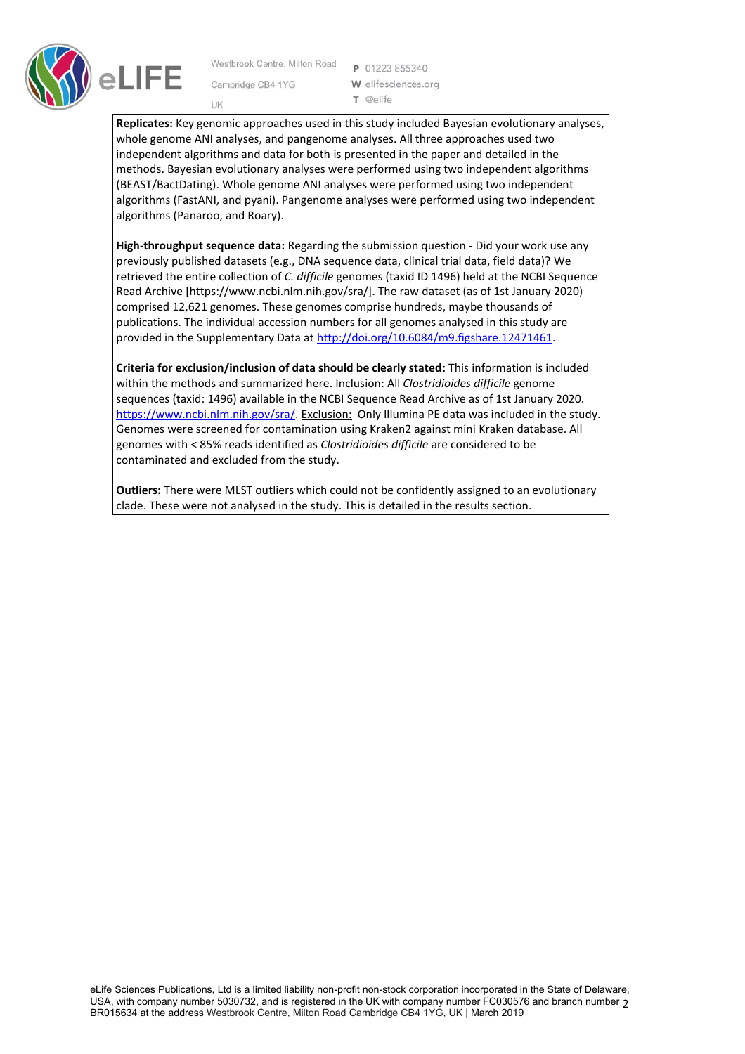**Replicates:** Key genomic approaches used in this study included Bayesian evolutionary analyses, whole genome ANI analyses, and pangenome analyses. All three approaches used two independent algorithms and data for both is presented in the paper and detailed in the methods. Bayesian evolutionary analyses were performed using two independent algorithms (BEAST/BactDating). Whole genome ANI analyses were performed using two independent algorithms (FastANI, and pyani). Pangenome analyses were performed using two independent algorithms (Panaroo, and Roary).

**High-throughput sequence data:** Regarding the submission question - Did your work use any previously published datasets (e.g., DNA sequence data, clinical trial data, field data)? We retrieved the entire collection of *C. difficile* genomes (taxid ID 1496) held at the NCBI Sequence Read Archive [https://www.ncbi.nlm.nih.gov/sra/]. The raw dataset (as of 1st January 2020) comprised 12,621 genomes. These genomes comprise hundreds, maybe thousands of publications. The individual accession numbers for all genomes analysed in this study are provided in the Supplementary Data at http://doi.org/10.6084/m9.figshare.12471461.

**Criteria for exclusion/inclusion of data should be clearly stated:** This information is included within the methods and summarized here. Inclusion: All *Clostridioides difficile* genome sequences (taxid: 1496) available in the NCBI Sequence Read Archive as of 1st January 2020. https://www.ncbi.nlm.nih.gov/sra/. Exclusion: Only Illumina PE data was included in the study. Genomes were screened for contamination using Kraken2 against mini Kraken database. All genomes with < 85% reads identified as *Clostridioides difficile* are considered to be contaminated and excluded from the study.

**Outliers:** There were MLST outliers which could not be confidently assigned to an evolutionary clade. These were not analysed in the study. This is detailed in the results section.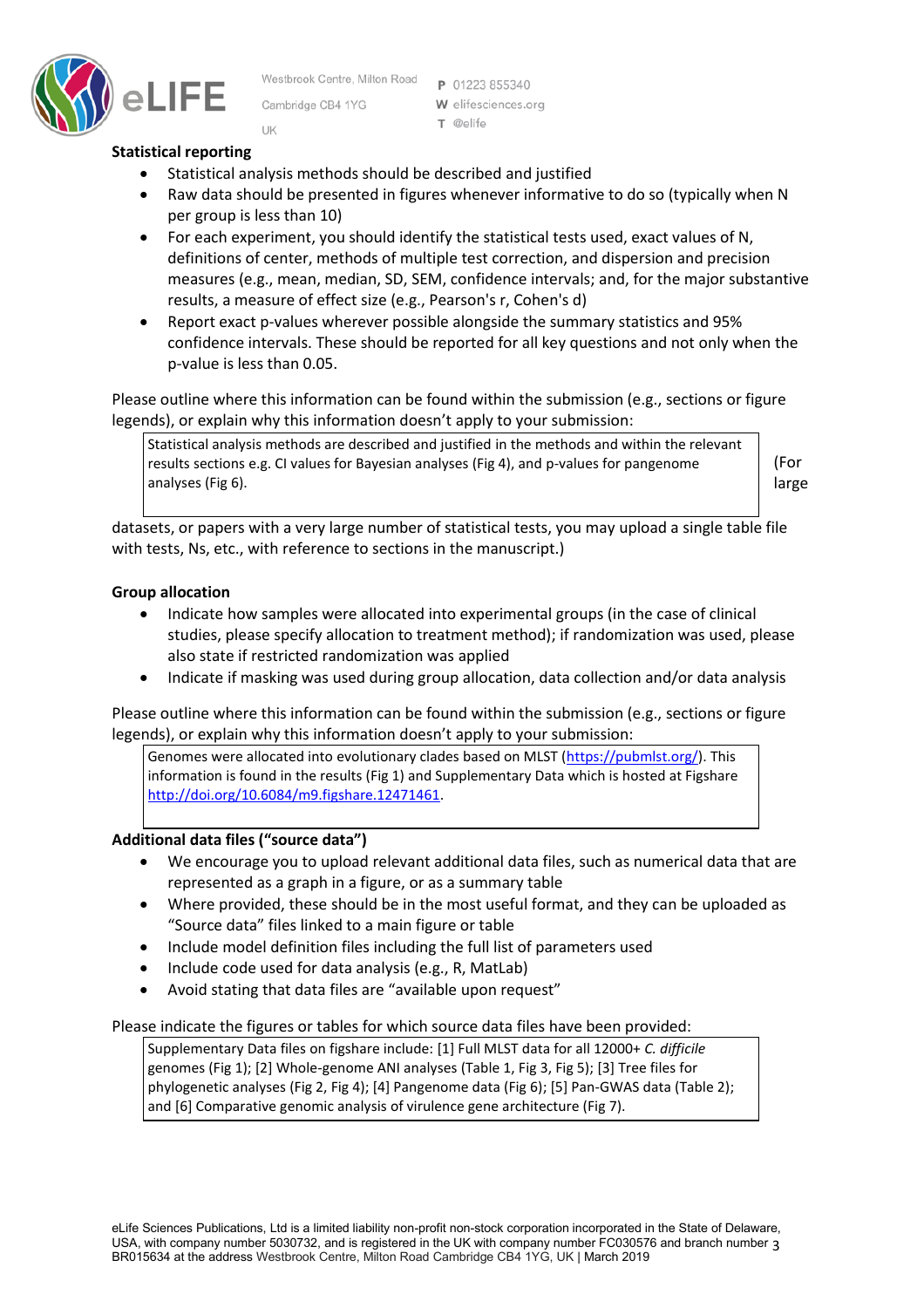**Statistical reporting**

- Statistical analysis methods should be described and justified
- Raw data should be presented in figures whenever informative to do so (typically when N per group is less than 10)
- For each experiment, you should identify the statistical tests used, exact values of N, definitions of center, methods of multiple test correction, and dispersion and precision measures (e.g., mean, median, SD, SEM, confidence intervals; and, for the major substantive results, a measure of effect size (e.g., Pearson's r, Cohen's d)
- Report exact p-values wherever possible alongside the summary statistics and 95% confidence intervals. These should be reported for all key questions and not only when the p-value is less than 0.05.

Please outline where this information can be found within the submission (e.g., sections or figure legends), or explain why this information doesn't apply to your submission:

> Statistical analysis methods are described and justified in the methods and within the relevant results sections e.g. CI values for Bayesian analyses (Fig 4), and p-values for pangenome analyses (Fig 6).

(For large datasets, or papers with a very large number of statistical tests, you may upload a single table file with tests, Ns, etc., with reference to sections in the manuscript.)

**Group allocation**

- Indicate how samples were allocated into experimental groups (in the case of clinical studies, please specify allocation to treatment method); if randomization was used, please also state if restricted randomization was applied
- Indicate if masking was used during group allocation, data collection and/or data analysis

Please outline where this information can be found within the submission (e.g., sections or figure legends), or explain why this information doesn't apply to your submission:

> Genomes were allocated into evolutionary clades based on MLST (https://pubmlst.org/). This information is found in the results (Fig 1) and Supplementary Data which is hosted at Figshare http://doi.org/10.6084/m9.figshare.12471461.

**Additional data files ("source data")**

- We encourage you to upload relevant additional data files, such as numerical data that are represented as a graph in a figure, or as a summary table
- Where provided, these should be in the most useful format, and they can be uploaded as "Source data" files linked to a main figure or table
- Include model definition files including the full list of parameters used
- Include code used for data analysis (e.g., R, MatLab)
- Avoid stating that data files are "available upon request"

Please indicate the figures or tables for which source data files have been provided:

> Supplementary Data files on figshare include: [1] Full MLST data for all 12000+ *C. difficile* genomes (Fig 1); [2] Whole-genome ANI analyses (Table 1, Fig 3, Fig 5); [3] Tree files for phylogenetic analyses (Fig 2, Fig 4); [4] Pangenome data (Fig 6); [5] Pan-GWAS data (Table 2); and [6] Comparative genomic analysis of virulence gene architecture (Fig 7).